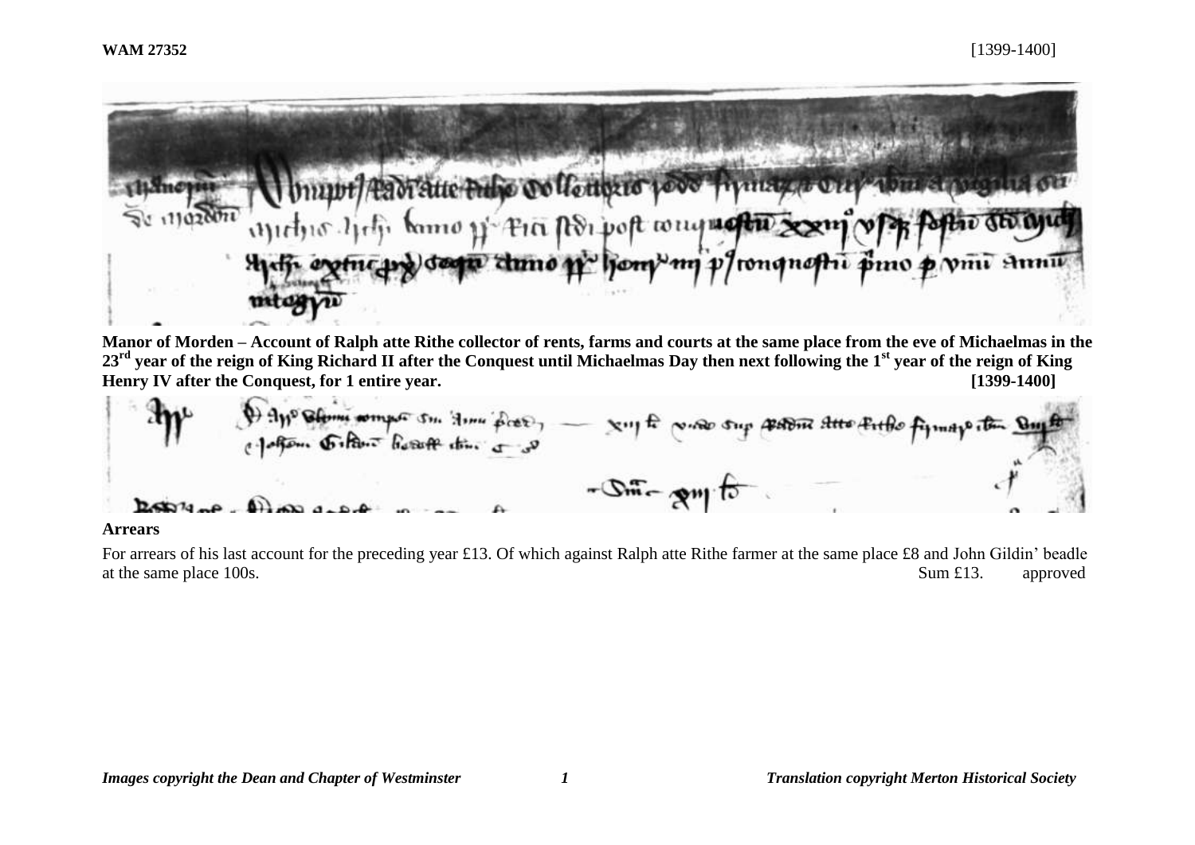**WAM 27352** [1399-1400]

**Manor of Morden – Account of Ralph atte Rithe collector of rents, farms and courts at the same place from the eve of Michaelmas in the 23rd year of the reign of King Richard II after the Conquest until Michaelmas Day then next following the 1st year of the reign of King Henry IV after the Conquest, for 1 entire year. [1399-1400]**

**Arrears**

For arrears of his last account for the preceding year £13. Of which against Ralph atte Rithe farmer at the same place £8 and John Gildin' beadle at the same place 100s. Sum £13. approved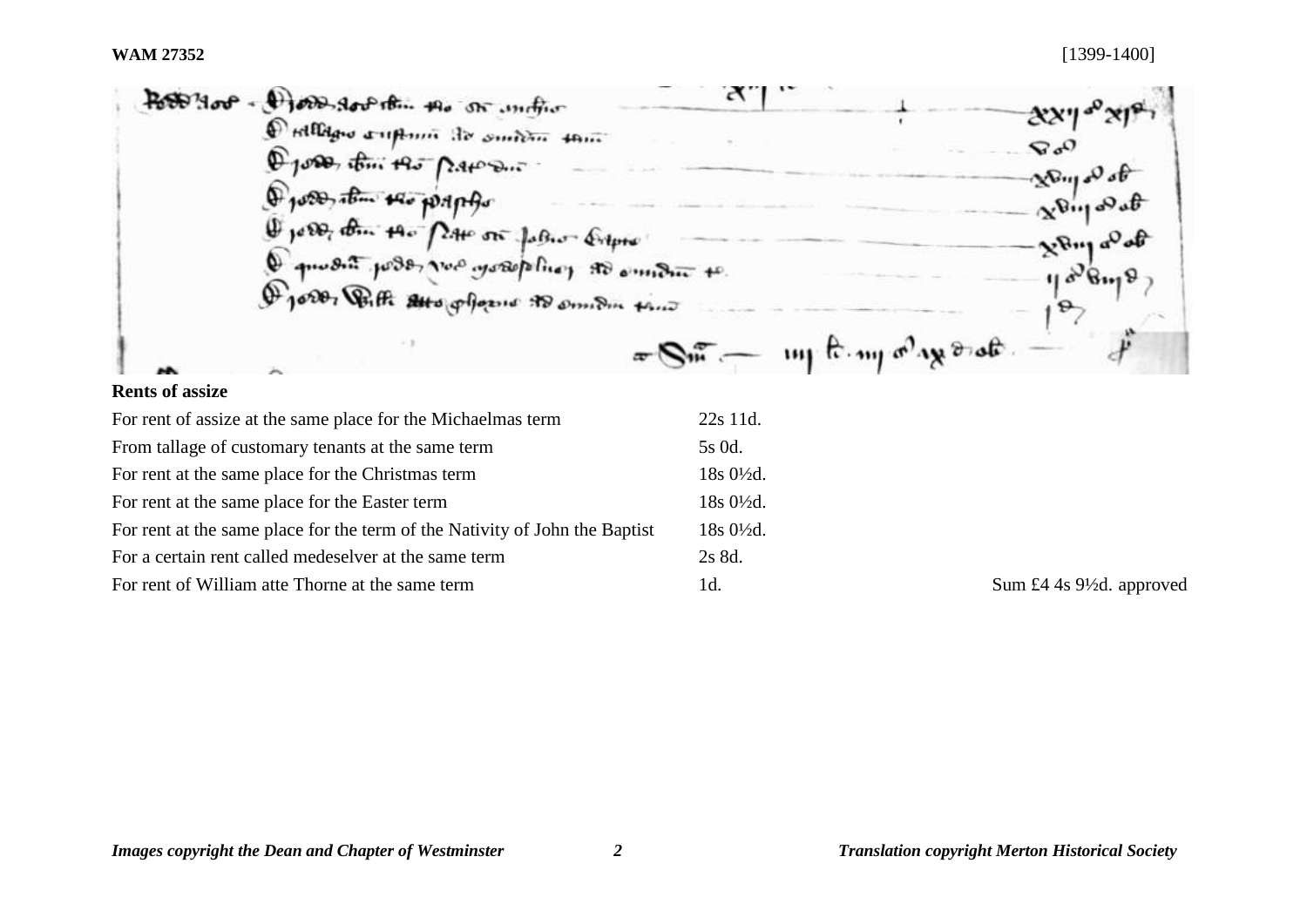WAM 27352 [1399-1400]

**Rents of assize**

| | | |
|---|---|---|
| For rent of assize at the same place for the Michaelmas term | 22s 11d. | |
| From tallage of customary tenants at the same term | 5s 0d. | |
| For rent at the same place for the Christmas term | 18s 0½d. | |
| For rent at the same place for the Easter term | 18s 0½d. | |
| For rent at the same place for the term of the Nativity of John the Baptist | 18s 0½d. | |
| For a certain rent called medeselver at the same term | 2s 8d. | |
| For rent of William atte Thorne at the same term | 1d. | Sum £4 4s 9½d. approved |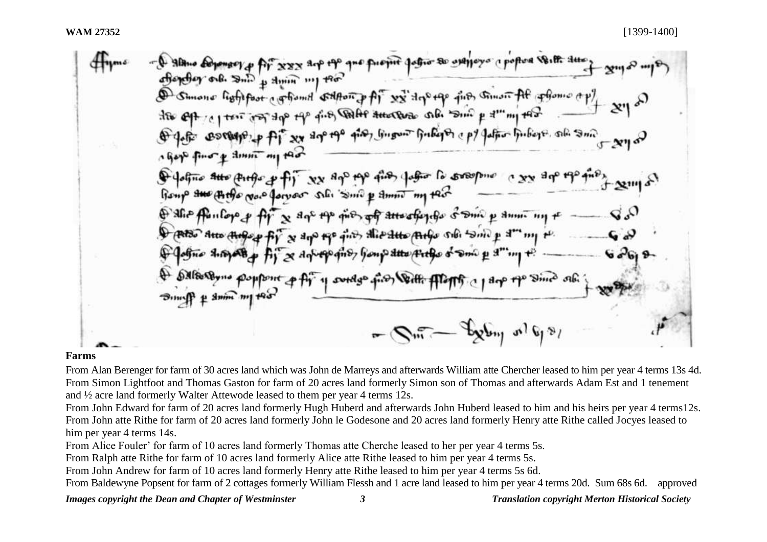**WAM 27352** [1399-1400]

**Farms**

From Alan Berenger for farm of 30 acres land which was John de Marreys and afterwards William atte Chercher leased to him per year 4 terms 13s 4d.
From Simon Lightfoot and Thomas Gaston for farm of 20 acres land formerly Simon son of Thomas and afterwards Adam Est and 1 tenement and ½ acre land formerly Walter Attewode leased to them per year 4 terms 12s.
From John Edward for farm of 20 acres land formerly Hugh Huberd and afterwards John Huberd leased to him and his heirs per year 4 terms12s.
From John atte Rithe for farm of 20 acres land formerly John le Godesone and 20 acres land formerly Henry atte Rithe called Jocyes leased to him per year 4 terms 14s.
From Alice Fouler' for farm of 10 acres land formerly Thomas atte Cherche leased to her per year 4 terms 5s.
From Ralph atte Rithe for farm of 10 acres land formerly Alice atte Rithe leased to him per year 4 terms 5s.
From John Andrew for farm of 10 acres land formerly Henry atte Rithe leased to him per year 4 terms 5s 6d.
From Baldewyne Popsent for farm of 2 cottages formerly William Flessh and 1 acre land leased to him per year 4 terms 20d. Sum 68s 6d. approved

*Images copyright the Dean and Chapter of Westminster* *Translation copyright Merton Historical Society*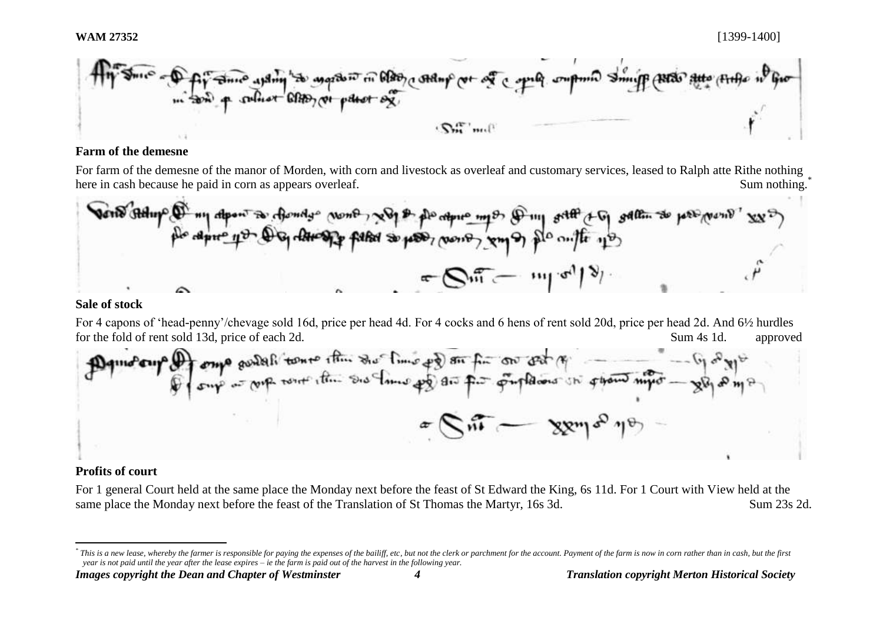**WAM 27352** [1399-1400]

### Farm of the demesne

For farm of the demesne of the manor of Morden, with corn and livestock as overleaf and customary services, leased to Ralph atte Rithe nothing here in cash because he paid in corn as appears overleaf. Sum nothing.*

### Sale of stock

For 4 capons of 'head-penny'/chevage sold 16d, price per head 4d. For 4 cocks and 6 hens of rent sold 20d, price per head 2d. And 6½ hurdles for the fold of rent sold 13d, price of each 2d. Sum 4s 1d. approved

### Profits of court

For 1 general Court held at the same place the Monday next before the feast of St Edward the King, 6s 11d. For 1 Court with View held at the same place the Monday next before the feast of the Translation of St Thomas the Martyr, 16s 3d. Sum 23s 2d.

---

* *This is a new lease, whereby the farmer is responsible for paying the expenses of the bailiff, etc, but not the clerk or parchment for the account. Payment of the farm is now in corn rather than in cash, but the first year is not paid until the year after the lease expires – ie the farm is paid out of the harvest in the following year.*

*Images copyright the Dean and Chapter of Westminster* *Translation copyright Merton Historical Society*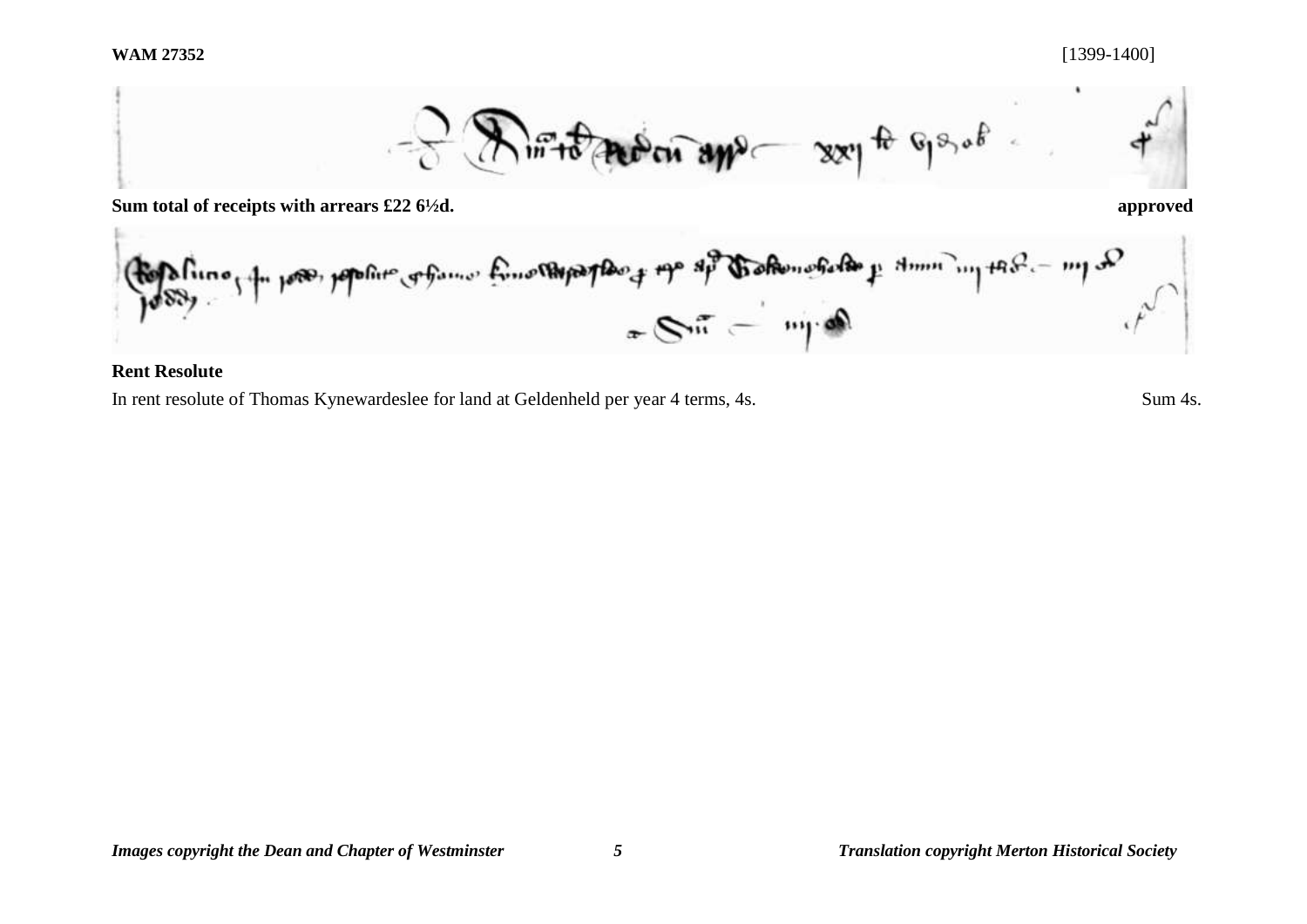Sum total of receipts with arrears £22 6½d.  **approved**

**Rent Resolute**

In rent resolute of Thomas Kynewardeslee for land at Geldenheld per year 4 terms, 4s.  Sum 4s.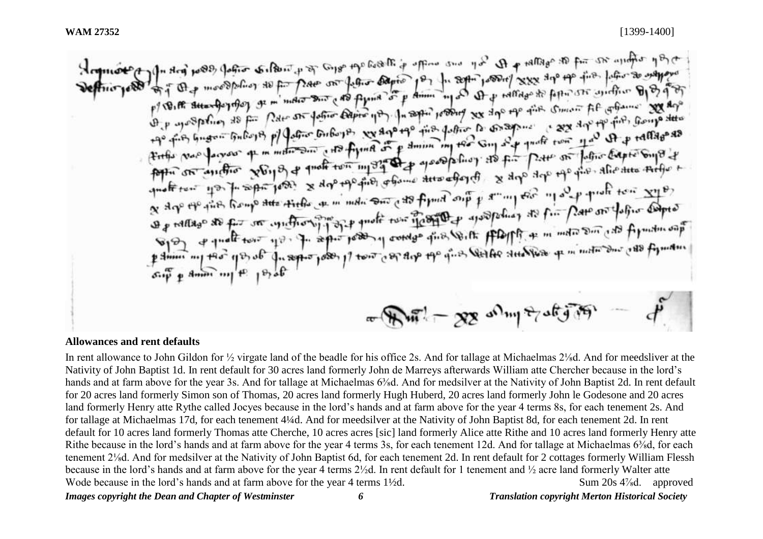**WAM 27352** [1399-1400]

## Allowances and rent defaults

In rent allowance to John Gildon for ½ virgate land of the beadle for his office 2s. And for tallage at Michaelmas 2⅛d. And for meedsliver at the Nativity of John Baptist 1d. In rent default for 30 acres land formerly John de Marreys afterwards William atte Chercher because in the lord's hands and at farm above for the year 3s. And for tallage at Michaelmas 6⅜d. And for medsilver at the Nativity of John Baptist 2d. In rent default for 20 acres land formerly Simon son of Thomas, 20 acres land formerly Hugh Huberd, 20 acres land formerly John le Godesone and 20 acres land formerly Henry atte Rythe called Jocyes because in the lord's hands and at farm above for the year 4 terms 8s, for each tenement 2s. And for tallage at Michaelmas 17d, for each tenement 4¼d. And for meedsilver at the Nativity of John Baptist 8d, for each tenement 2d. In rent default for 10 acres land formerly Thomas atte Cherche, 10 acres acres [sic] land formerly Alice atte Rithe and 10 acres land formerly Henry atte Rithe because in the lord's hands and at farm above for the year 4 terms 3s, for each tenement 12d. And for tallage at Michaelmas 6⅜d, for each tenement 2⅛d. And for medsilver at the Nativity of John Baptist 6d, for each tenement 2d. In rent default for 2 cottages formerly William Flessh because in the lord's hands and at farm above for the year 4 terms 2½d. In rent default for 1 tenement and ½ acre land formerly Walter atte Wode because in the lord's hands and at farm above for the year 4 terms 1½d. Sum 20s 4⅞d. approved

*Images copyright the Dean and Chapter of Westminster* *Translation copyright Merton Historical Society*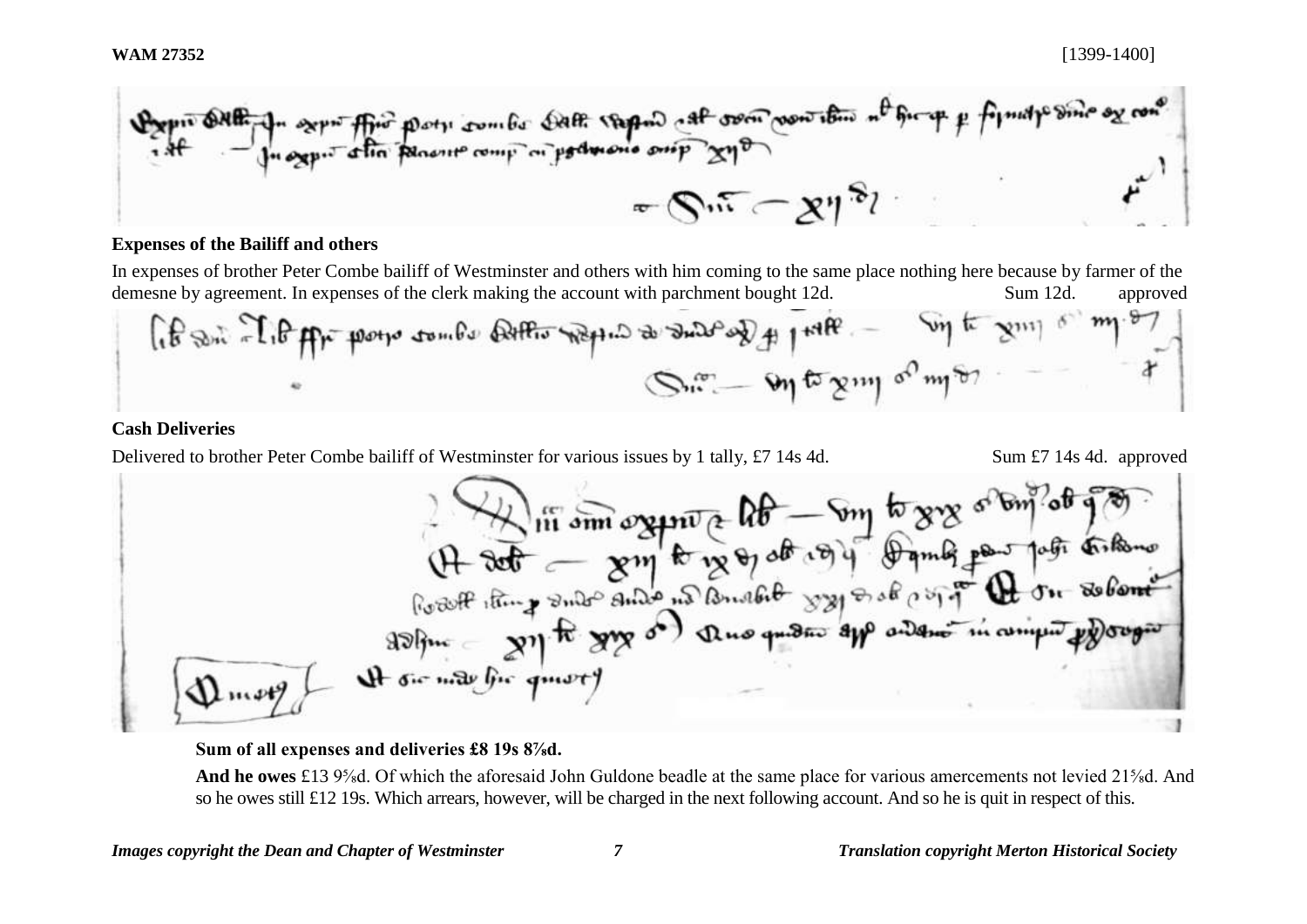**WAM 27352** [1399-1400]

**Expenses of the Bailiff and others**

In expenses of brother Peter Combe bailiff of Westminster and others with him coming to the same place nothing here because by farmer of the demesne by agreement. In expenses of the clerk making the account with parchment bought 12d. Sum 12d. approved

**Cash Deliveries**

Delivered to brother Peter Combe bailiff of Westminster for various issues by 1 tally, £7 14s 4d. Sum £7 14s 4d. approved

**Sum of all expenses and deliveries £8 19s 8⅞d.**

**And he owes** £13 9⅝d. Of which the aforesaid John Guldone beadle at the same place for various amercements not levied 21⅝d. And so he owes still £12 19s. Which arrears, however, will be charged in the next following account. And so he is quit in respect of this.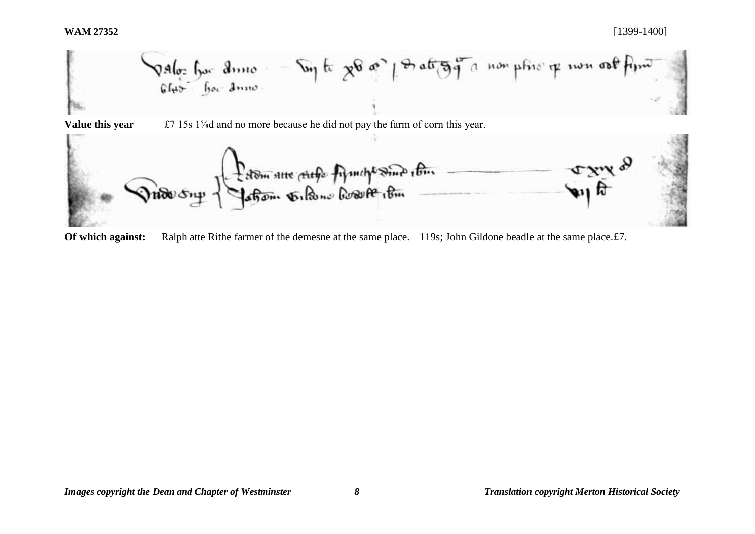**WAM 27352** [1399-1400]

**Value this year** £7 15s 1⅝d and no more because he did not pay the farm of corn this year.

**Of which against:** Ralph atte Rithe farmer of the demesne at the same place. 119s; John Gildone beadle at the same place.£7.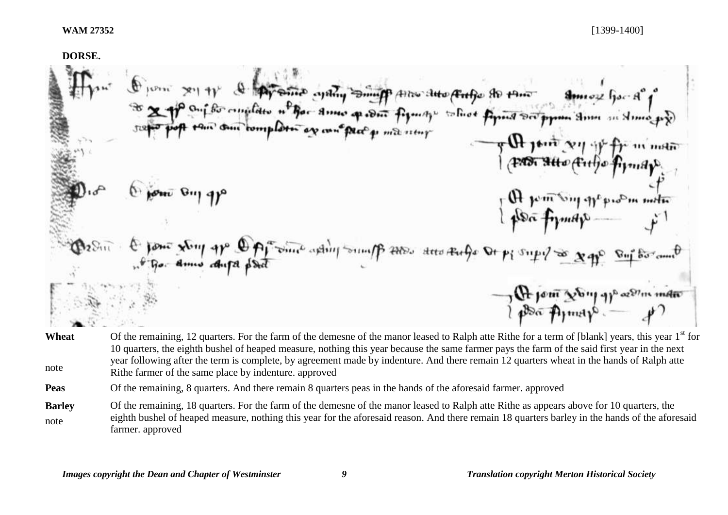**WAM 27352** [1399-1400]

**DORSE.**

| | |
|---|---|
| **Wheat** | Of the remaining, 12 quarters. For the farm of the demesne of the manor leased to Ralph atte Rithe for a term of [blank] years, this year 1st for 10 quarters, the eighth bushel of heaped measure, nothing this year because the same farmer pays the farm of the said first year in the next year following after the term is complete, by agreement made by indenture. And there remain 12 quarters wheat in the hands of Ralph atte Rithe farmer of the same place by indenture. approved |
| note | |
| **Peas** | Of the remaining, 8 quarters. And there remain 8 quarters peas in the hands of the aforesaid farmer. approved |
| **Barley** | Of the remaining, 18 quarters. For the farm of the demesne of the manor leased to Ralph atte Rithe as appears above for 10 quarters, the eighth bushel of heaped measure, nothing this year for the aforesaid reason. And there remain 18 quarters barley in the hands of the aforesaid farmer. approved |
| note | |

*Images copyright the Dean and Chapter of Westminster* *Translation copyright Merton Historical Society*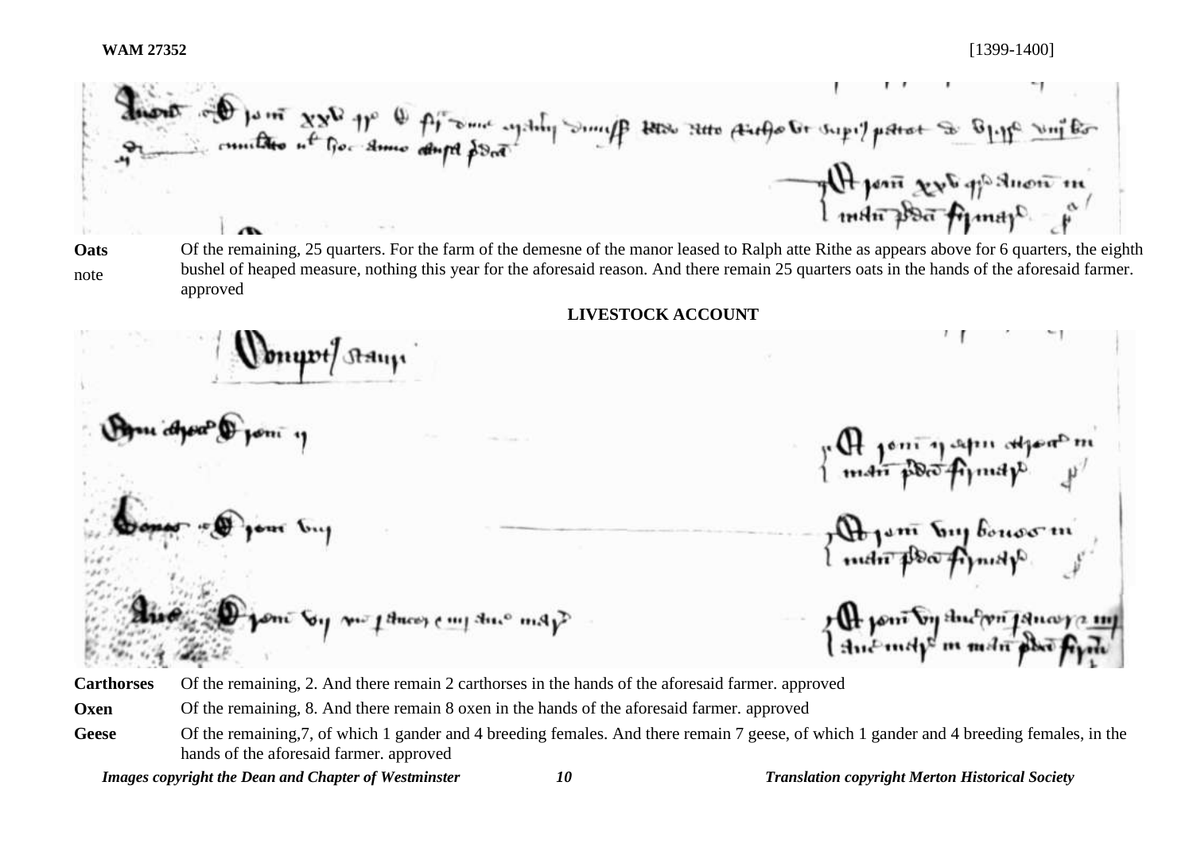**Oats** Of the remaining, 25 quarters. For the farm of the demesne of the manor leased to Ralph atte Rithe as appears above for 6 quarters, the eighth bushel of heaped measure, nothing this year for the aforesaid reason. And there remain 25 quarters oats in the hands of the aforesaid farmer. approved

note

## LIVESTOCK ACCOUNT

**Carthorses** Of the remaining, 2. And there remain 2 carthorses in the hands of the aforesaid farmer. approved

**Oxen** Of the remaining, 8. And there remain 8 oxen in the hands of the aforesaid farmer. approved

**Geese** Of the remaining,7, of which 1 gander and 4 breeding females. And there remain 7 geese, of which 1 gander and 4 breeding females, in the hands of the aforesaid farmer. approved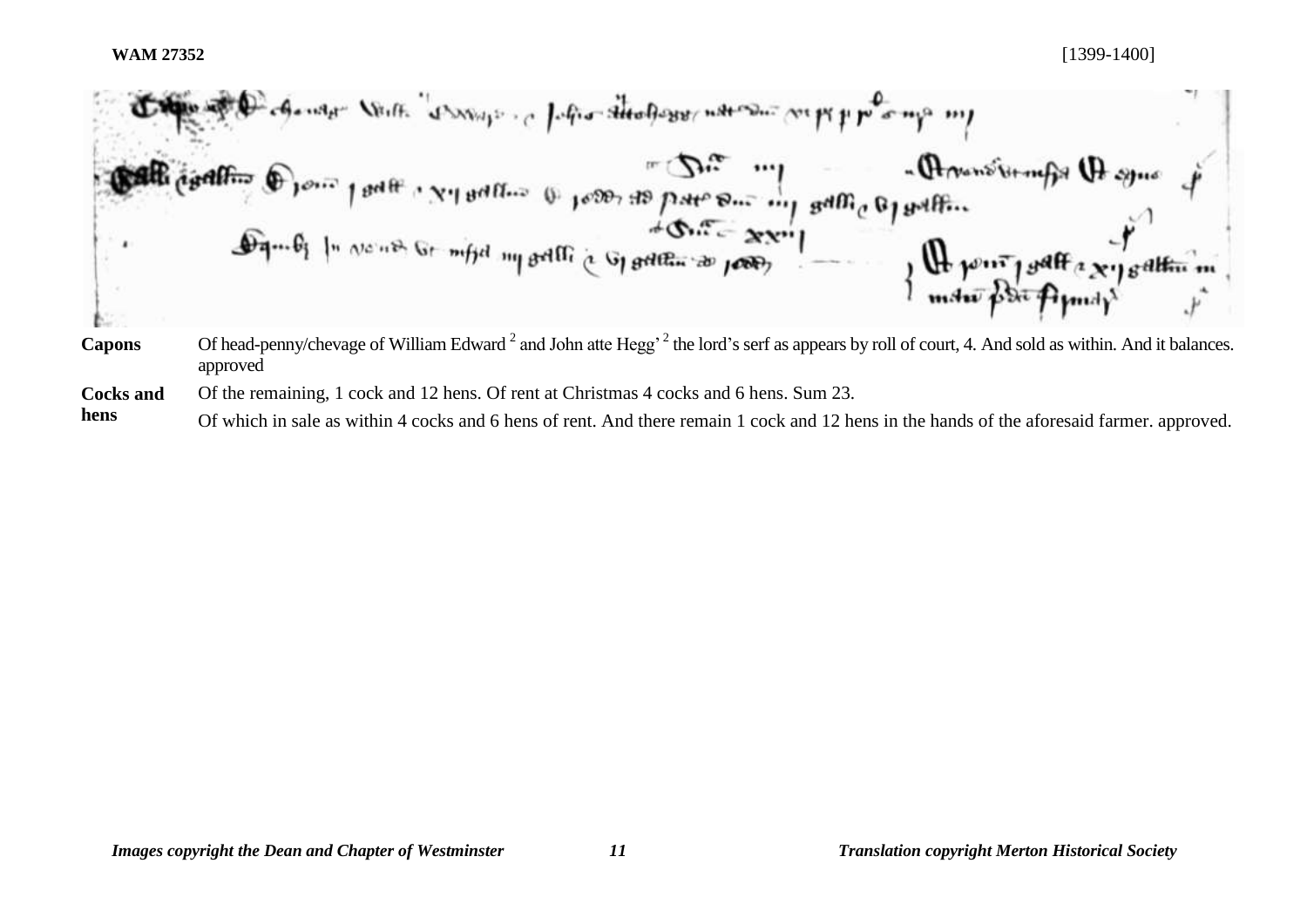**WAM 27352** [1399-1400]

| | |
|---|---|
| **Capons** | Of head-penny/chevage of William Edward [2] and John atte Hegg' [2] the lord's serf as appears by roll of court, 4. And sold as within. And it balances. approved |
| **Cocks and hens** | Of the remaining, 1 cock and 12 hens. Of rent at Christmas 4 cocks and 6 hens. Sum 23. |
| | Of which in sale as within 4 cocks and 6 hens of rent. And there remain 1 cock and 12 hens in the hands of the aforesaid farmer. approved. |

*Images copyright the Dean and Chapter of Westminster* *Translation copyright Merton Historical Society*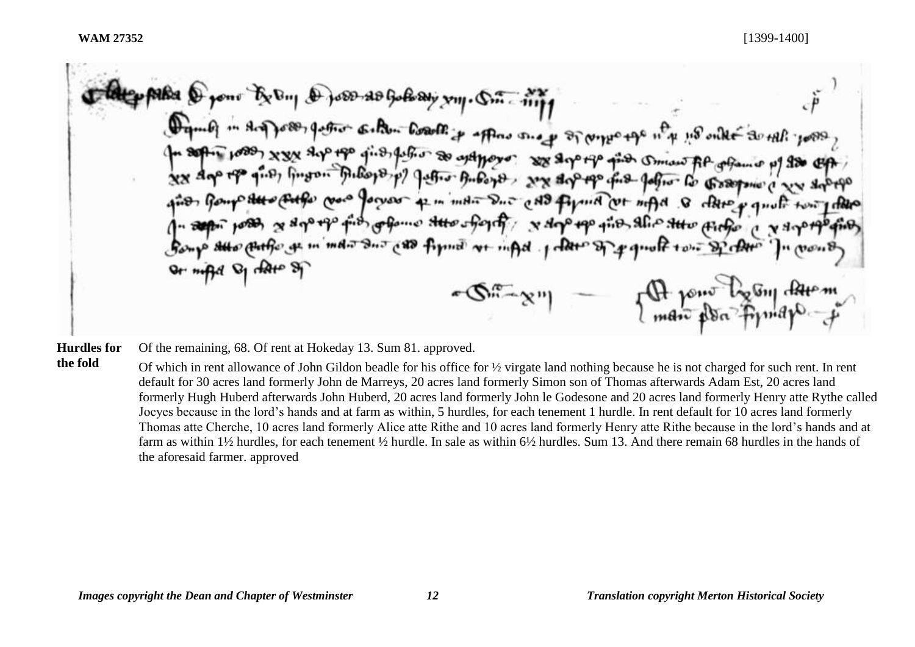**WAM 27352** [1399-1400]

**Hurdles for the fold**

Of the remaining, 68. Of rent at Hokeday 13. Sum 81. approved.

Of which in rent allowance of John Gildon beadle for his office for ½ virgate land nothing because he is not charged for such rent. In rent default for 30 acres land formerly John de Marreys, 20 acres land formerly Simon son of Thomas afterwards Adam Est, 20 acres land formerly Hugh Huberd afterwards John Huberd, 20 acres land formerly John le Godesone and 20 acres land formerly Henry atte Rythe called Jocyes because in the lord's hands and at farm as within, 5 hurdles, for each tenement 1 hurdle. In rent default for 10 acres land formerly Thomas atte Cherche, 10 acres land formerly Alice atte Rithe and 10 acres land formerly Henry atte Rithe because in the lord's hands and at farm as within 1½ hurdles, for each tenement ½ hurdle. In sale as within 6½ hurdles. Sum 13. And there remain 68 hurdles in the hands of the aforesaid farmer. approved